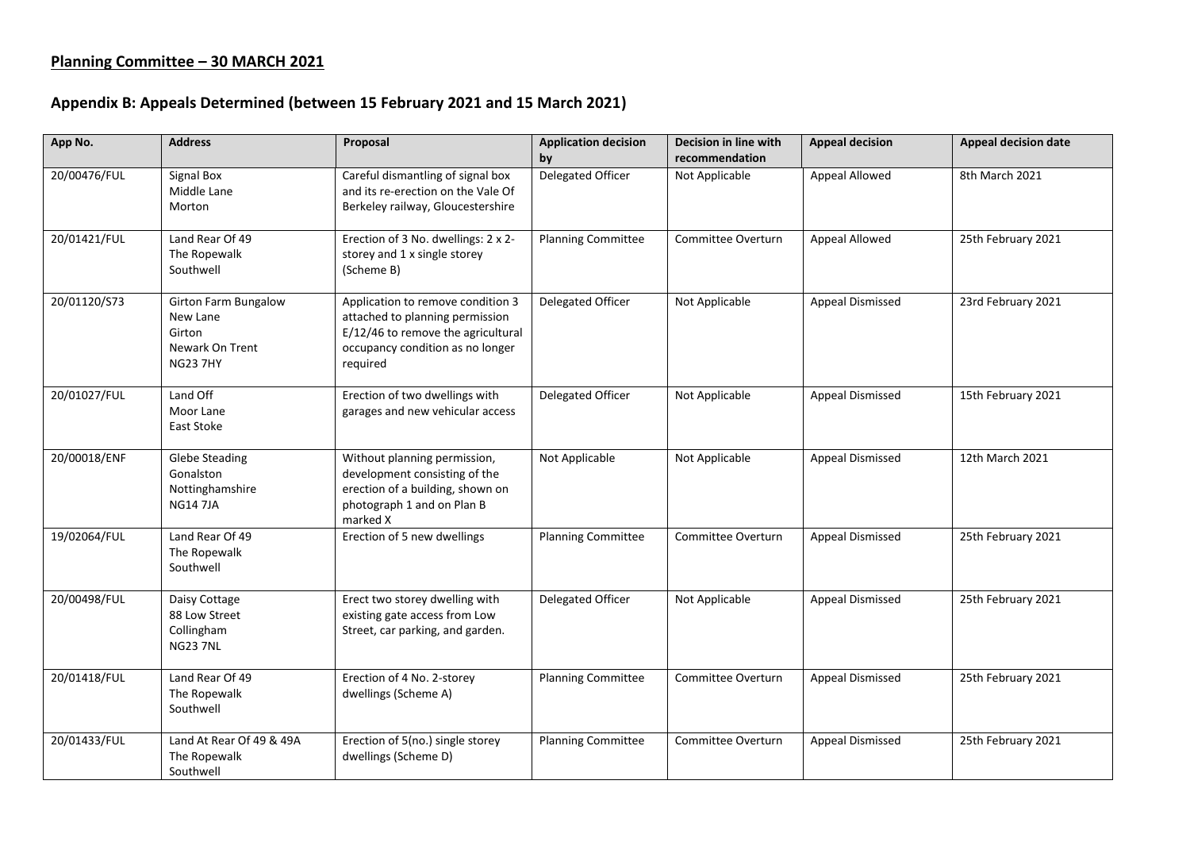## Planning Committee – 30 MARCH 2021

## Appendix B: Appeals Determined (between 15 February 2021 and 15 March 2021)

| App No. | Address | Proposal | Application decision by | Decision in line with recommendation | Appeal decision | Appeal decision date |
|---|---|---|---|---|---|---|
| 20/00476/FUL | Signal Box Middle Lane Morton | Careful dismantling of signal box and its re-erection on the Vale Of Berkeley railway, Gloucestershire | Delegated Officer | Not Applicable | Appeal Allowed | 8th March 2021 |
| 20/01421/FUL | Land Rear Of 49 The Ropewalk Southwell | Erection of 3 No. dwellings: 2 x 2-storey and 1 x single storey (Scheme B) | Planning Committee | Committee Overturn | Appeal Allowed | 25th February 2021 |
| 20/01120/S73 | Girton Farm Bungalow New Lane Girton Newark On Trent NG23 7HY | Application to remove condition 3 attached to planning permission E/12/46 to remove the agricultural occupancy condition as no longer required | Delegated Officer | Not Applicable | Appeal Dismissed | 23rd February 2021 |
| 20/01027/FUL | Land Off Moor Lane East Stoke | Erection of two dwellings with garages and new vehicular access | Delegated Officer | Not Applicable | Appeal Dismissed | 15th February 2021 |
| 20/00018/ENF | Glebe Steading Gonalston Nottinghamshire NG14 7JA | Without planning permission, development consisting of the erection of a building, shown on photograph 1 and on Plan B marked X | Not Applicable | Not Applicable | Appeal Dismissed | 12th March 2021 |
| 19/02064/FUL | Land Rear Of 49 The Ropewalk Southwell | Erection of 5 new dwellings | Planning Committee | Committee Overturn | Appeal Dismissed | 25th February 2021 |
| 20/00498/FUL | Daisy Cottage 88 Low Street Collingham NG23 7NL | Erect two storey dwelling with existing gate access from Low Street, car parking, and garden. | Delegated Officer | Not Applicable | Appeal Dismissed | 25th February 2021 |
| 20/01418/FUL | Land Rear Of 49 The Ropewalk Southwell | Erection of 4 No. 2-storey dwellings (Scheme A) | Planning Committee | Committee Overturn | Appeal Dismissed | 25th February 2021 |
| 20/01433/FUL | Land At Rear Of 49 & 49A The Ropewalk Southwell | Erection of 5(no.) single storey dwellings (Scheme D) | Planning Committee | Committee Overturn | Appeal Dismissed | 25th February 2021 |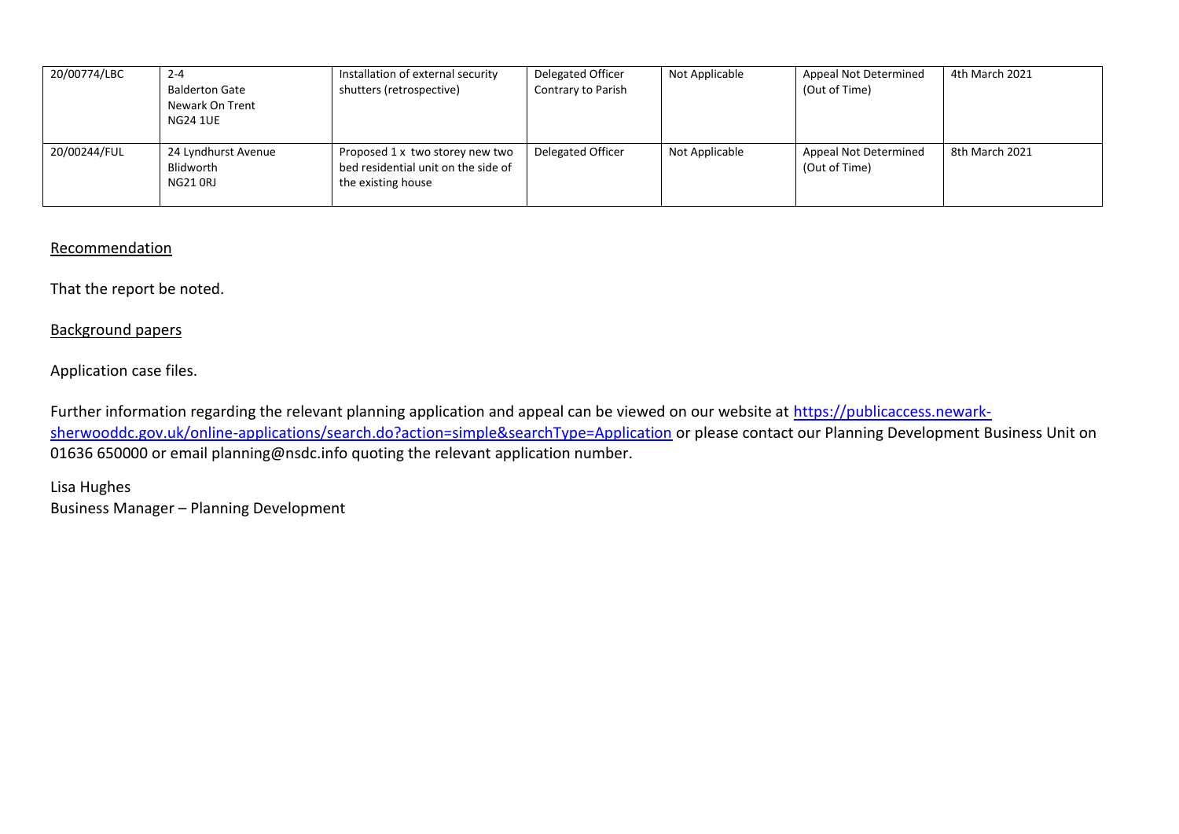| | | | | | | |
|---|---|---|---|---|---|---|
| 20/00774/LBC | 2-4<br>Balderton Gate<br>Newark On Trent<br>NG24 1UE | Installation of external security shutters (retrospective) | Delegated Officer<br>Contrary to Parish | Not Applicable | Appeal Not Determined (Out of Time) | 4th March 2021 |
| 20/00244/FUL | 24 Lyndhurst Avenue<br>Blidworth<br>NG21 0RJ | Proposed 1 x two storey new two bed residential unit on the side of the existing house | Delegated Officer | Not Applicable | Appeal Not Determined (Out of Time) | 8th March 2021 |

Recommendation

That the report be noted.

Background papers

Application case files.

Further information regarding the relevant planning application and appeal can be viewed on our website at https://publicaccess.newark-sherwooddc.gov.uk/online-applications/search.do?action=simple&searchType=Application or please contact our Planning Development Business Unit on 01636 650000 or email planning@nsdc.info quoting the relevant application number.

Lisa Hughes
Business Manager – Planning Development